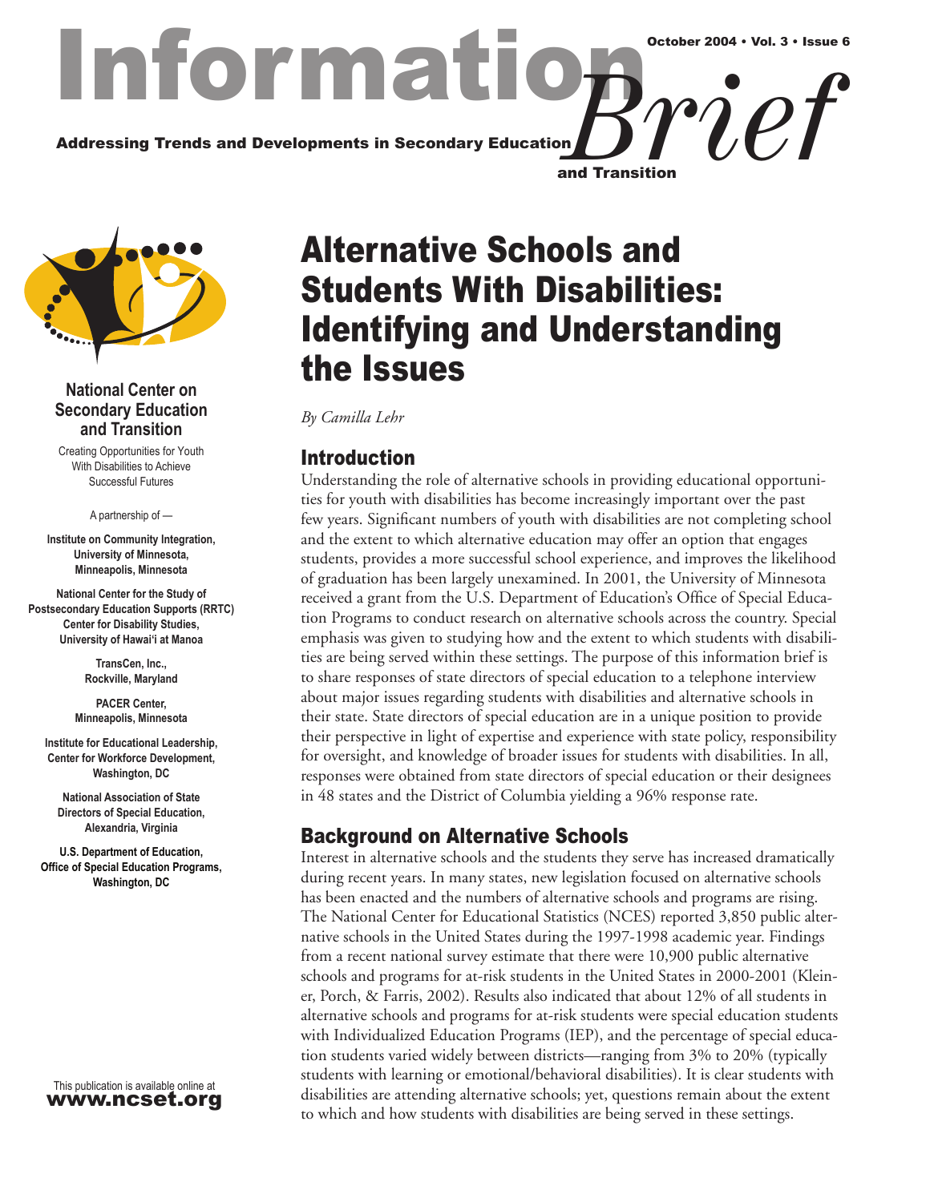# Information *Brief*

October 2004 • Vol. 3 • Issue 6

**Addressing Trends and Developments in Secondary Education and Transition**

**National Center on Secondary Education and Transition**

Creating Opportunities for Youth With Disabilities to Achieve Successful Futures

A partnership of —

**Institute on Community Integration, University of Minnesota, Minneapolis, Minnesota**

**National Center for the Study of Postsecondary Education Supports (RRTC) Center for Disability Studies, University of Hawai'i at Manoa**

**TransCen, Inc., Rockville, Maryland**

**PACER Center, Minneapolis, Minnesota**

**Institute for Educational Leadership, Center for Workforce Development, Washington, DC**

**National Association of State Directors of Special Education, Alexandria, Virginia**

**U.S. Department of Education, Office of Special Education Programs, Washington, DC**

This publication is available online at **www.ncset.org**

# Alternative Schools and Students With Disabilities: Identifying and Understanding the Issues

*By Camilla Lehr*

## Introduction

Understanding the role of alternative schools in providing educational opportunities for youth with disabilities has become increasingly important over the past few years. Significant numbers of youth with disabilities are not completing school and the extent to which alternative education may offer an option that engages students, provides a more successful school experience, and improves the likelihood of graduation has been largely unexamined. In 2001, the University of Minnesota received a grant from the U.S. Department of Education's Office of Special Education Programs to conduct research on alternative schools across the country. Special emphasis was given to studying how and the extent to which students with disabilities are being served within these settings. The purpose of this information brief is to share responses of state directors of special education to a telephone interview about major issues regarding students with disabilities and alternative schools in their state. State directors of special education are in a unique position to provide their perspective in light of expertise and experience with state policy, responsibility for oversight, and knowledge of broader issues for students with disabilities. In all, responses were obtained from state directors of special education or their designees in 48 states and the District of Columbia yielding a 96% response rate.

## Background on Alternative Schools

Interest in alternative schools and the students they serve has increased dramatically during recent years. In many states, new legislation focused on alternative schools has been enacted and the numbers of alternative schools and programs are rising. The National Center for Educational Statistics (NCES) reported 3,850 public alternative schools in the United States during the 1997-1998 academic year. Findings from a recent national survey estimate that there were 10,900 public alternative schools and programs for at-risk students in the United States in 2000-2001 (Kleiner, Porch, & Farris, 2002). Results also indicated that about 12% of all students in alternative schools and programs for at-risk students were special education students with Individualized Education Programs (IEP), and the percentage of special education students varied widely between districts—ranging from 3% to 20% (typically students with learning or emotional/behavioral disabilities). It is clear students with disabilities are attending alternative schools; yet, questions remain about the extent to which and how students with disabilities are being served in these settings.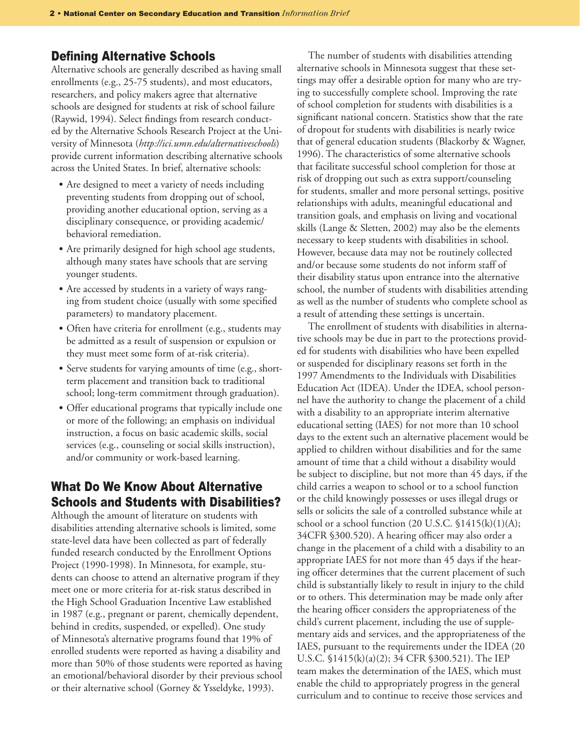## Defining Alternative Schools

Alternative schools are generally described as having small enrollments (e.g., 25-75 students), and most educators, researchers, and policy makers agree that alternative schools are designed for students at risk of school failure (Raywid, 1994). Select findings from research conducted by the Alternative Schools Research Project at the University of Minnesota (*http://ici.umn.edu/alternativeschools*) provide current information describing alternative schools across the United States. In brief, alternative schools:

- Are designed to meet a variety of needs including preventing students from dropping out of school, providing another educational option, serving as a disciplinary consequence, or providing academic/behavioral remediation.
- Are primarily designed for high school age students, although many states have schools that are serving younger students.
- Are accessed by students in a variety of ways ranging from student choice (usually with some specified parameters) to mandatory placement.
- Often have criteria for enrollment (e.g., students may be admitted as a result of suspension or expulsion or they must meet some form of at-risk criteria).
- Serve students for varying amounts of time (e.g., short-term placement and transition back to traditional school; long-term commitment through graduation).
- Offer educational programs that typically include one or more of the following; an emphasis on individual instruction, a focus on basic academic skills, social services (e.g., counseling or social skills instruction), and/or community or work-based learning.

## What Do We Know About Alternative Schools and Students with Disabilities?

Although the amount of literature on students with disabilities attending alternative schools is limited, some state-level data have been collected as part of federally funded research conducted by the Enrollment Options Project (1990-1998). In Minnesota, for example, students can choose to attend an alternative program if they meet one or more criteria for at-risk status described in the High School Graduation Incentive Law established in 1987 (e.g., pregnant or parent, chemically dependent, behind in credits, suspended, or expelled). One study of Minnesota's alternative programs found that 19% of enrolled students were reported as having a disability and more than 50% of those students were reported as having an emotional/behavioral disorder by their previous school or their alternative school (Gorney & Ysseldyke, 1993).

The number of students with disabilities attending alternative schools in Minnesota suggest that these settings may offer a desirable option for many who are trying to successfully complete school. Improving the rate of school completion for students with disabilities is a significant national concern. Statistics show that the rate of dropout for students with disabilities is nearly twice that of general education students (Blackorby & Wagner, 1996). The characteristics of some alternative schools that facilitate successful school completion for those at risk of dropping out such as extra support/counseling for students, smaller and more personal settings, positive relationships with adults, meaningful educational and transition goals, and emphasis on living and vocational skills (Lange & Sletten, 2002) may also be the elements necessary to keep students with disabilities in school. However, because data may not be routinely collected and/or because some students do not inform staff of their disability status upon entrance into the alternative school, the number of students with disabilities attending as well as the number of students who complete school as a result of attending these settings is uncertain.

The enrollment of students with disabilities in alternative schools may be due in part to the protections provided for students with disabilities who have been expelled or suspended for disciplinary reasons set forth in the 1997 Amendments to the Individuals with Disabilities Education Act (IDEA). Under the IDEA, school personnel have the authority to change the placement of a child with a disability to an appropriate interim alternative educational setting (IAES) for not more than 10 school days to the extent such an alternative placement would be applied to children without disabilities and for the same amount of time that a child without a disability would be subject to discipline, but not more than 45 days, if the child carries a weapon to school or to a school function or the child knowingly possesses or uses illegal drugs or sells or solicits the sale of a controlled substance while at school or a school function (20 U.S.C. §1415(k)(1)(A); 34CFR §300.520). A hearing officer may also order a change in the placement of a child with a disability to an appropriate IAES for not more than 45 days if the hearing officer determines that the current placement of such child is substantially likely to result in injury to the child or to others. This determination may be made only after the hearing officer considers the appropriateness of the child's current placement, including the use of supplementary aids and services, and the appropriateness of the IAES, pursuant to the requirements under the IDEA (20 U.S.C. §1415(k)(a)(2); 34 CFR §300.521). The IEP team makes the determination of the IAES, which must enable the child to appropriately progress in the general curriculum and to continue to receive those services and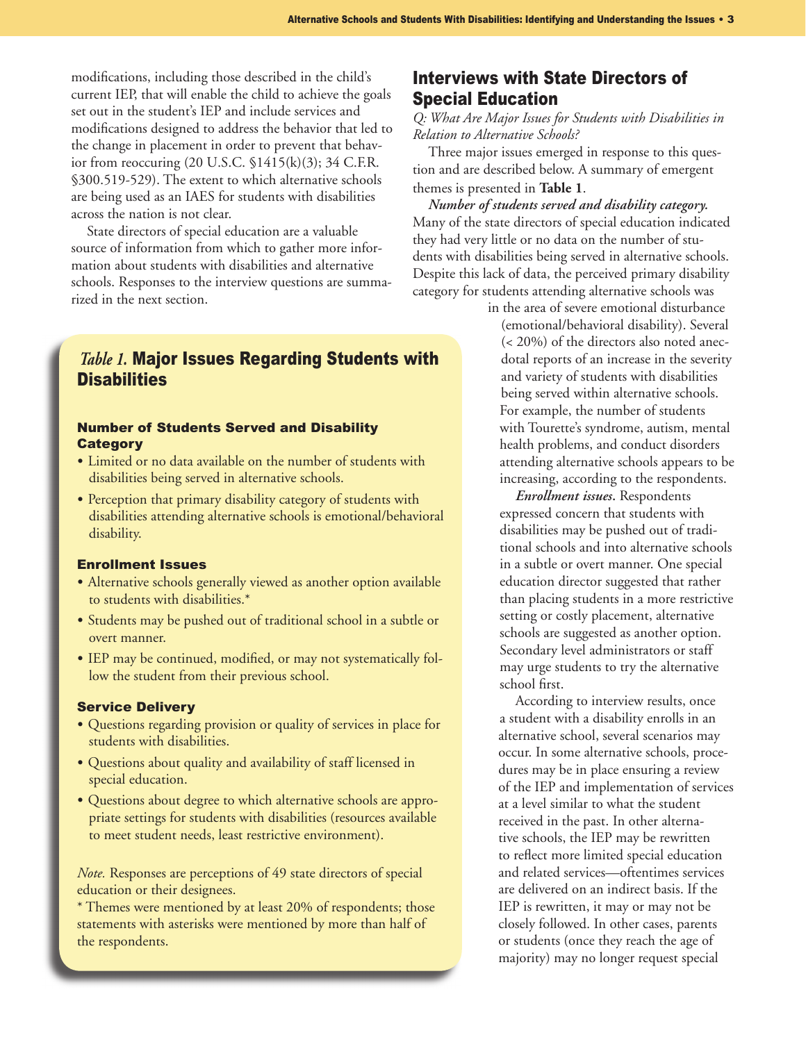modifications, including those described in the child's current IEP, that will enable the child to achieve the goals set out in the student's IEP and include services and modifications designed to address the behavior that led to the change in placement in order to prevent that behavior from reoccuring (20 U.S.C. §1415(k)(3); 34 C.F.R. §300.519-529). The extent to which alternative schools are being used as an IAES for students with disabilities across the nation is not clear.

State directors of special education are a valuable source of information from which to gather more information about students with disabilities and alternative schools. Responses to the interview questions are summarized in the next section.

## Interviews with State Directors of Special Education

*Q: What Are Major Issues for Students with Disabilities in Relation to Alternative Schools?*

Three major issues emerged in response to this question and are described below. A summary of emergent themes is presented in **Table 1**.

***Number of students served and disability category.*** Many of the state directors of special education indicated they had very little or no data on the number of students with disabilities being served in alternative schools. Despite this lack of data, the perceived primary disability category for students attending alternative schools was in the area of severe emotional disturbance (emotional/behavioral disability). Several (< 20%) of the directors also noted anecdotal reports of an increase in the severity and variety of students with disabilities being served within alternative schools. For example, the number of students with Tourette's syndrome, autism, mental health problems, and conduct disorders attending alternative schools appears to be increasing, according to the respondents.

***Enrollment issues.*** Respondents expressed concern that students with disabilities may be pushed out of traditional schools and into alternative schools in a subtle or overt manner. One special education director suggested that rather than placing students in a more restrictive setting or costly placement, alternative schools are suggested as another option. Secondary level administrators or staff may urge students to try the alternative school first.

According to interview results, once a student with a disability enrolls in an alternative school, several scenarios may occur. In some alternative schools, procedures may be in place ensuring a review of the IEP and implementation of services at a level similar to what the student received in the past. In other alternative schools, the IEP may be rewritten to reflect more limited special education and related services—oftentimes services are delivered on an indirect basis. If the IEP is rewritten, it may or may not be closely followed. In other cases, parents or students (once they reach the age of majority) may no longer request special

### *Table 1.* Major Issues Regarding Students with Disabilities

**Number of Students Served and Disability Category**

- Limited or no data available on the number of students with disabilities being served in alternative schools.
- Perception that primary disability category of students with disabilities attending alternative schools is emotional/behavioral disability.

**Enrollment Issues**

- Alternative schools generally viewed as another option available to students with disabilities.*
- Students may be pushed out of traditional school in a subtle or overt manner.
- IEP may be continued, modified, or may not systematically follow the student from their previous school.

**Service Delivery**

- Questions regarding provision or quality of services in place for students with disabilities.
- Questions about quality and availability of staff licensed in special education.
- Questions about degree to which alternative schools are appropriate settings for students with disabilities (resources available to meet student needs, least restrictive environment).

*Note.* Responses are perceptions of 49 state directors of special education or their designees.

* Themes were mentioned by at least 20% of respondents; those statements with asterisks were mentioned by more than half of the respondents.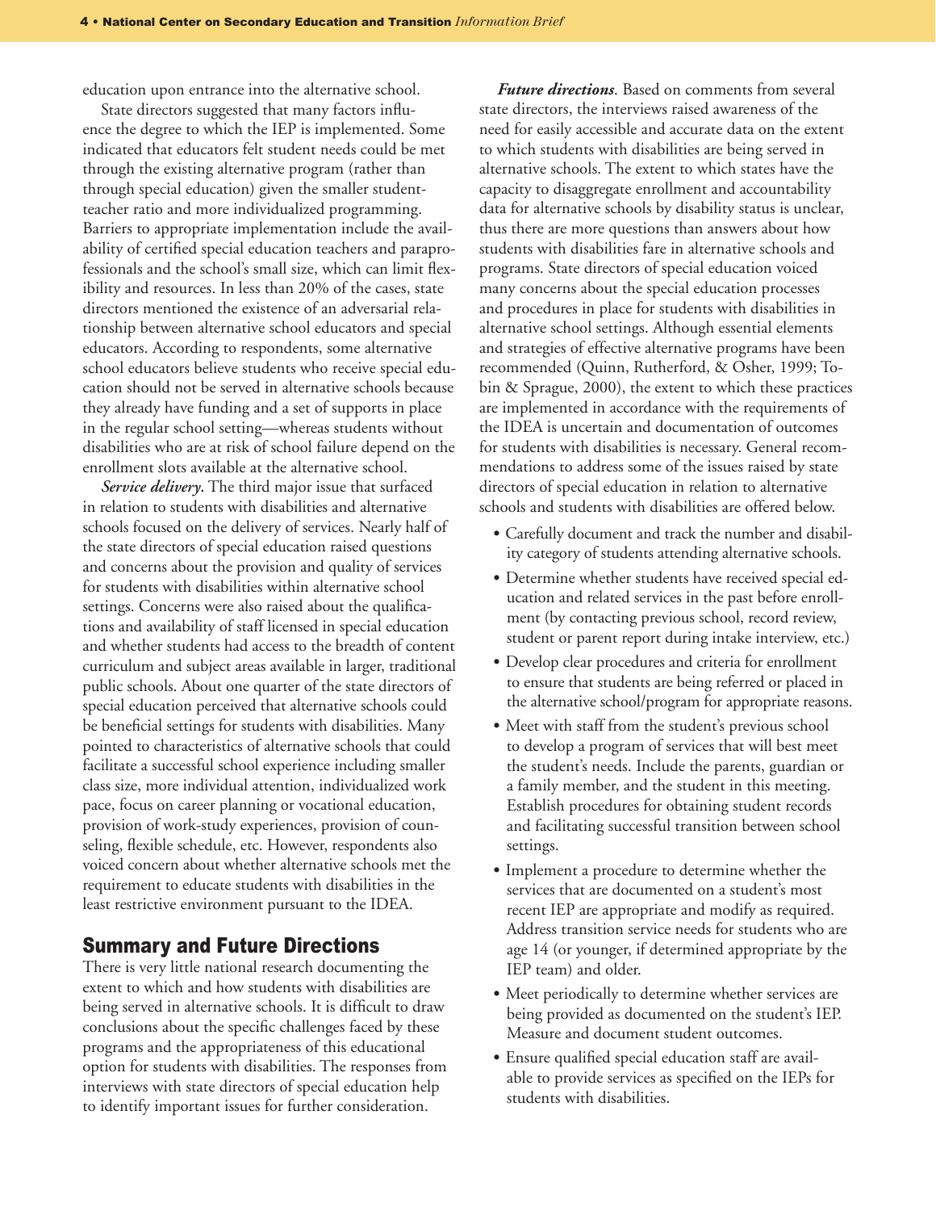education upon entrance into the alternative school.

State directors suggested that many factors influence the degree to which the IEP is implemented. Some indicated that educators felt student needs could be met through the existing alternative program (rather than through special education) given the smaller student-teacher ratio and more individualized programming. Barriers to appropriate implementation include the availability of certified special education teachers and paraprofessionals and the school's small size, which can limit flexibility and resources. In less than 20% of the cases, state directors mentioned the existence of an adversarial relationship between alternative school educators and special educators. According to respondents, some alternative school educators believe students who receive special education should not be served in alternative schools because they already have funding and a set of supports in place in the regular school setting—whereas students without disabilities who are at risk of school failure depend on the enrollment slots available at the alternative school.

***Service delivery.*** The third major issue that surfaced in relation to students with disabilities and alternative schools focused on the delivery of services. Nearly half of the state directors of special education raised questions and concerns about the provision and quality of services for students with disabilities within alternative school settings. Concerns were also raised about the qualifications and availability of staff licensed in special education and whether students had access to the breadth of content curriculum and subject areas available in larger, traditional public schools. About one quarter of the state directors of special education perceived that alternative schools could be beneficial settings for students with disabilities. Many pointed to characteristics of alternative schools that could facilitate a successful school experience including smaller class size, more individual attention, individualized work pace, focus on career planning or vocational education, provision of work-study experiences, provision of counseling, flexible schedule, etc. However, respondents also voiced concern about whether alternative schools met the requirement to educate students with disabilities in the least restrictive environment pursuant to the IDEA.

## Summary and Future Directions

There is very little national research documenting the extent to which and how students with disabilities are being served in alternative schools. It is difficult to draw conclusions about the specific challenges faced by these programs and the appropriateness of this educational option for students with disabilities. The responses from interviews with state directors of special education help to identify important issues for further consideration.

***Future directions***. Based on comments from several state directors, the interviews raised awareness of the need for easily accessible and accurate data on the extent to which students with disabilities are being served in alternative schools. The extent to which states have the capacity to disaggregate enrollment and accountability data for alternative schools by disability status is unclear, thus there are more questions than answers about how students with disabilities fare in alternative schools and programs. State directors of special education voiced many concerns about the special education processes and procedures in place for students with disabilities in alternative school settings. Although essential elements and strategies of effective alternative programs have been recommended (Quinn, Rutherford, & Osher, 1999; Tobin & Sprague, 2000), the extent to which these practices are implemented in accordance with the requirements of the IDEA is uncertain and documentation of outcomes for students with disabilities is necessary. General recommendations to address some of the issues raised by state directors of special education in relation to alternative schools and students with disabilities are offered below.

- Carefully document and track the number and disability category of students attending alternative schools.
- Determine whether students have received special education and related services in the past before enrollment (by contacting previous school, record review, student or parent report during intake interview, etc.)
- Develop clear procedures and criteria for enrollment to ensure that students are being referred or placed in the alternative school/program for appropriate reasons.
- Meet with staff from the student's previous school to develop a program of services that will best meet the student's needs. Include the parents, guardian or a family member, and the student in this meeting. Establish procedures for obtaining student records and facilitating successful transition between school settings.
- Implement a procedure to determine whether the services that are documented on a student's most recent IEP are appropriate and modify as required. Address transition service needs for students who are age 14 (or younger, if determined appropriate by the IEP team) and older.
- Meet periodically to determine whether services are being provided as documented on the student's IEP. Measure and document student outcomes.
- Ensure qualified special education staff are available to provide services as specified on the IEPs for students with disabilities.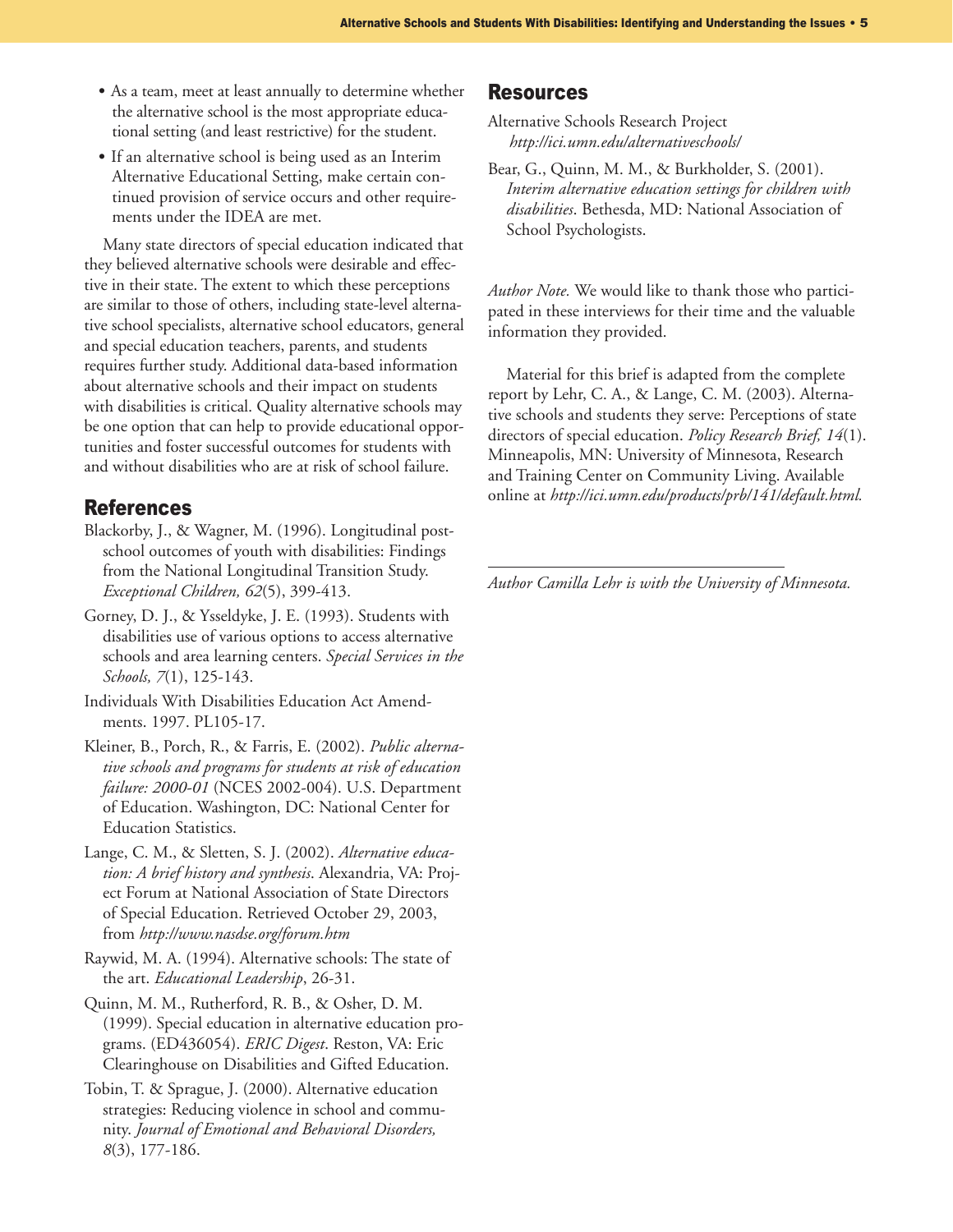- As a team, meet at least annually to determine whether the alternative school is the most appropriate educational setting (and least restrictive) for the student.
- If an alternative school is being used as an Interim Alternative Educational Setting, make certain continued provision of service occurs and other requirements under the IDEA are met.

Many state directors of special education indicated that they believed alternative schools were desirable and effective in their state. The extent to which these perceptions are similar to those of others, including state-level alternative school specialists, alternative school educators, general and special education teachers, parents, and students requires further study. Additional data-based information about alternative schools and their impact on students with disabilities is critical. Quality alternative schools may be one option that can help to provide educational opportunities and foster successful outcomes for students with and without disabilities who are at risk of school failure.

## References

Blackorby, J., & Wagner, M. (1996). Longitudinal post-school outcomes of youth with disabilities: Findings from the National Longitudinal Transition Study. *Exceptional Children, 62*(5), 399-413.

Gorney, D. J., & Ysseldyke, J. E. (1993). Students with disabilities use of various options to access alternative schools and area learning centers. *Special Services in the Schools, 7*(1), 125-143.

Individuals With Disabilities Education Act Amendments. 1997. PL105-17.

Kleiner, B., Porch, R., & Farris, E. (2002). *Public alternative schools and programs for students at risk of education failure: 2000-01* (NCES 2002-004). U.S. Department of Education. Washington, DC: National Center for Education Statistics.

Lange, C. M., & Sletten, S. J. (2002). *Alternative education: A brief history and synthesis*. Alexandria, VA: Project Forum at National Association of State Directors of Special Education. Retrieved October 29, 2003, from *http://www.nasdse.org/forum.htm*

Raywid, M. A. (1994). Alternative schools: The state of the art. *Educational Leadership*, 26-31.

Quinn, M. M., Rutherford, R. B., & Osher, D. M. (1999). Special education in alternative education programs. (ED436054). *ERIC Digest*. Reston, VA: Eric Clearinghouse on Disabilities and Gifted Education.

Tobin, T. & Sprague, J. (2000). Alternative education strategies: Reducing violence in school and community. *Journal of Emotional and Behavioral Disorders, 8*(3), 177-186.

## Resources

Alternative Schools Research Project
*http://ici.umn.edu/alternativeschools/*

Bear, G., Quinn, M. M., & Burkholder, S. (2001). *Interim alternative education settings for children with disabilities*. Bethesda, MD: National Association of School Psychologists.

*Author Note.* We would like to thank those who participated in these interviews for their time and the valuable information they provided.

Material for this brief is adapted from the complete report by Lehr, C. A., & Lange, C. M. (2003). Alternative schools and students they serve: Perceptions of state directors of special education. *Policy Research Brief, 14*(1). Minneapolis, MN: University of Minnesota, Research and Training Center on Community Living. Available online at *http://ici.umn.edu/products/prb/141/default.html.*

---

*Author Camilla Lehr is with the University of Minnesota.*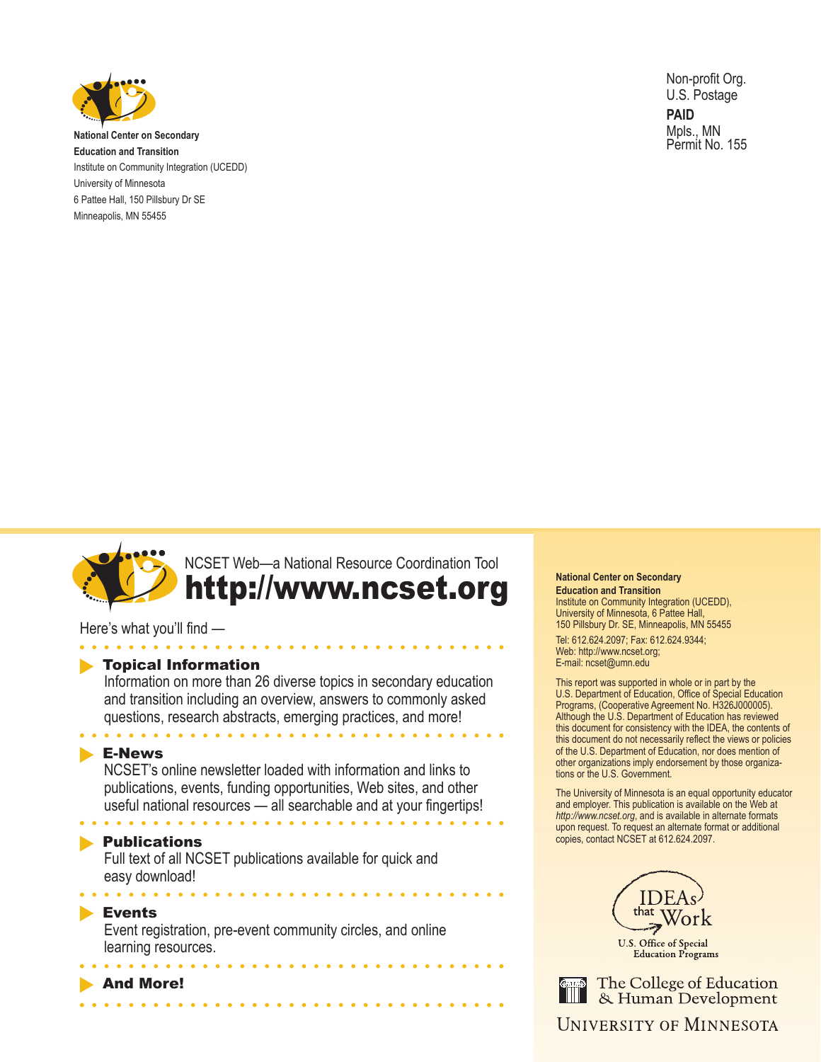**National Center on Secondary Education and Transition**
Institute on Community Integration (UCEDD)
University of Minnesota
6 Pattee Hall, 150 Pillsbury Dr SE
Minneapolis, MN 55455

Non-profit Org.
U.S. Postage
**PAID**
Mpls., MN
Permit No. 155

NCSET Web—a National Resource Coordination Tool

# http://www.ncset.org

Here's what you'll find —

- **Topical Information**
  Information on more than 26 diverse topics in secondary education and transition including an overview, answers to commonly asked questions, research abstracts, emerging practices, and more!
- **E-News**
  NCSET's online newsletter loaded with information and links to publications, events, funding opportunities, Web sites, and other useful national resources — all searchable and at your fingertips!
- **Publications**
  Full text of all NCSET publications available for quick and easy download!
- **Events**
  Event registration, pre-event community circles, and online learning resources.
- **And More!**

**National Center on Secondary Education and Transition**
Institute on Community Integration (UCEDD),
University of Minnesota, 6 Pattee Hall,
150 Pillsbury Dr. SE, Minneapolis, MN 55455

Tel: 612.624.2097; Fax: 612.624.9344;
Web: http://www.ncset.org;
E-mail: ncset@umn.edu

This report was supported in whole or in part by the U.S. Department of Education, Office of Special Education Programs, (Cooperative Agreement No. H326J000005). Although the U.S. Department of Education has reviewed this document for consistency with the IDEA, the contents of this document do not necessarily reflect the views or policies of the U.S. Department of Education, nor does mention of other organizations imply endorsement by those organizations or the U.S. Government.

The University of Minnesota is an equal opportunity educator and employer. This publication is available on the Web at *http://www.ncset.org*, and is available in alternate formats upon request. To request an alternate format or additional copies, contact NCSET at 612.624.2097.

IDEAs that Work
U.S. Office of Special Education Programs

The College of Education & Human Development
University of Minnesota